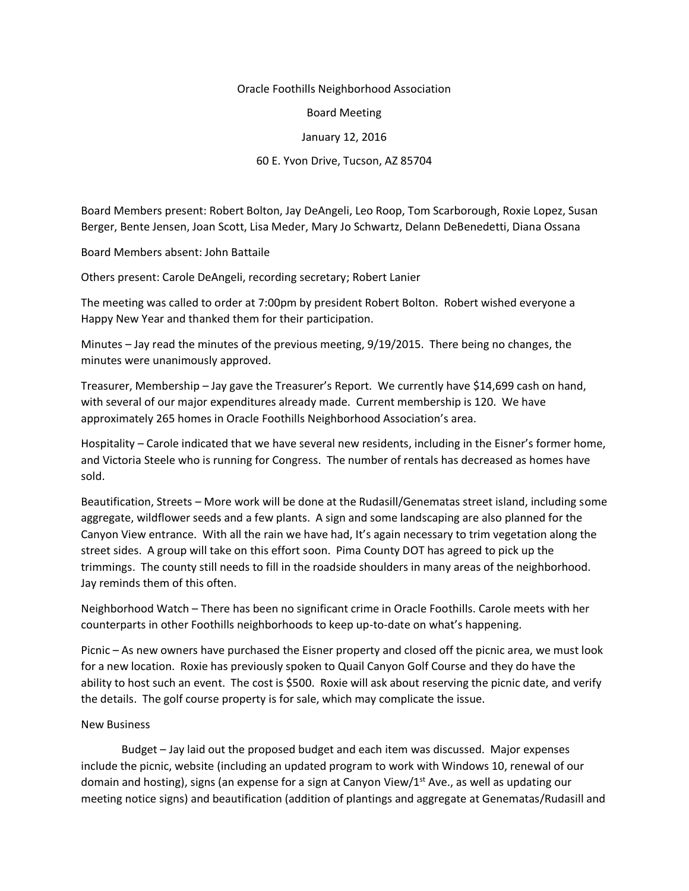Oracle Foothills Neighborhood Association

Board Meeting

January 12, 2016

60 E. Yvon Drive, Tucson, AZ 85704

Board Members present: Robert Bolton, Jay DeAngeli, Leo Roop, Tom Scarborough, Roxie Lopez, Susan Berger, Bente Jensen, Joan Scott, Lisa Meder, Mary Jo Schwartz, Delann DeBenedetti, Diana Ossana

Board Members absent: John Battaile

Others present: Carole DeAngeli, recording secretary; Robert Lanier

The meeting was called to order at 7:00pm by president Robert Bolton. Robert wished everyone a Happy New Year and thanked them for their participation.

Minutes – Jay read the minutes of the previous meeting, 9/19/2015. There being no changes, the minutes were unanimously approved.

Treasurer, Membership – Jay gave the Treasurer's Report. We currently have $14,699 cash on hand, with several of our major expenditures already made. Current membership is 120. We have approximately 265 homes in Oracle Foothills Neighborhood Association's area.

Hospitality – Carole indicated that we have several new residents, including in the Eisner's former home, and Victoria Steele who is running for Congress. The number of rentals has decreased as homes have sold.

Beautification, Streets – More work will be done at the Rudasill/Genematas street island, including some aggregate, wildflower seeds and a few plants. A sign and some landscaping are also planned for the Canyon View entrance. With all the rain we have had, It's again necessary to trim vegetation along the street sides. A group will take on this effort soon. Pima County DOT has agreed to pick up the trimmings. The county still needs to fill in the roadside shoulders in many areas of the neighborhood. Jay reminds them of this often.

Neighborhood Watch – There has been no significant crime in Oracle Foothills. Carole meets with her counterparts in other Foothills neighborhoods to keep up-to-date on what's happening.

Picnic – As new owners have purchased the Eisner property and closed off the picnic area, we must look for a new location. Roxie has previously spoken to Quail Canyon Golf Course and they do have the ability to host such an event. The cost is $500. Roxie will ask about reserving the picnic date, and verify the details. The golf course property is for sale, which may complicate the issue.

New Business

Budget – Jay laid out the proposed budget and each item was discussed. Major expenses include the picnic, website (including an updated program to work with Windows 10, renewal of our domain and hosting), signs (an expense for a sign at Canyon View/1st Ave., as well as updating our meeting notice signs) and beautification (addition of plantings and aggregate at Genematas/Rudasill and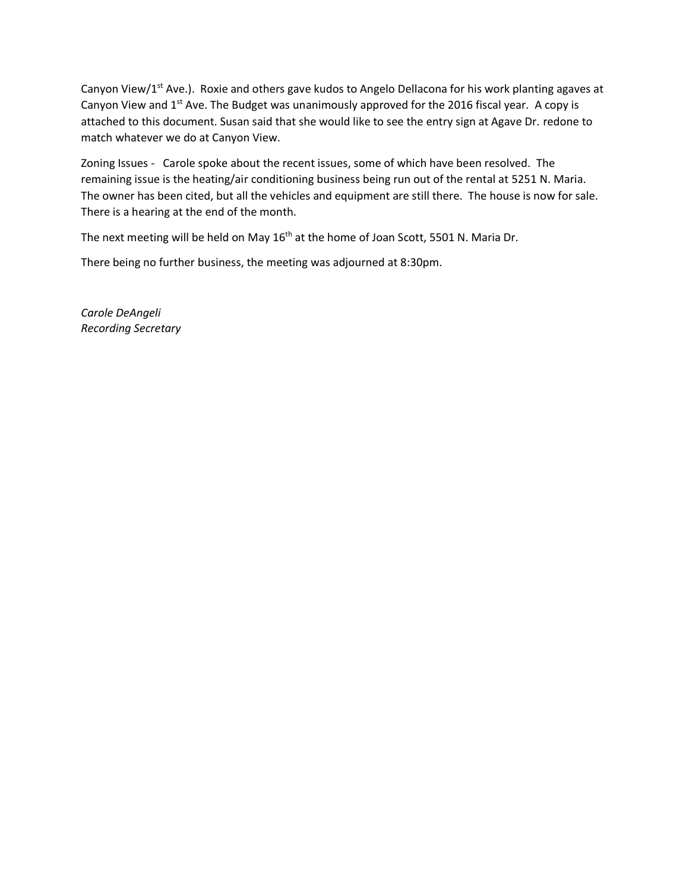Canyon View/1st Ave.). Roxie and others gave kudos to Angelo Dellacona for his work planting agaves at Canyon View and 1st Ave. The Budget was unanimously approved for the 2016 fiscal year. A copy is attached to this document. Susan said that she would like to see the entry sign at Agave Dr. redone to match whatever we do at Canyon View.

Zoning Issues - Carole spoke about the recent issues, some of which have been resolved. The remaining issue is the heating/air conditioning business being run out of the rental at 5251 N. Maria. The owner has been cited, but all the vehicles and equipment are still there. The house is now for sale. There is a hearing at the end of the month.

The next meeting will be held on May 16th at the home of Joan Scott, 5501 N. Maria Dr.

There being no further business, the meeting was adjourned at 8:30pm.

*Carole DeAngeli*
*Recording Secretary*